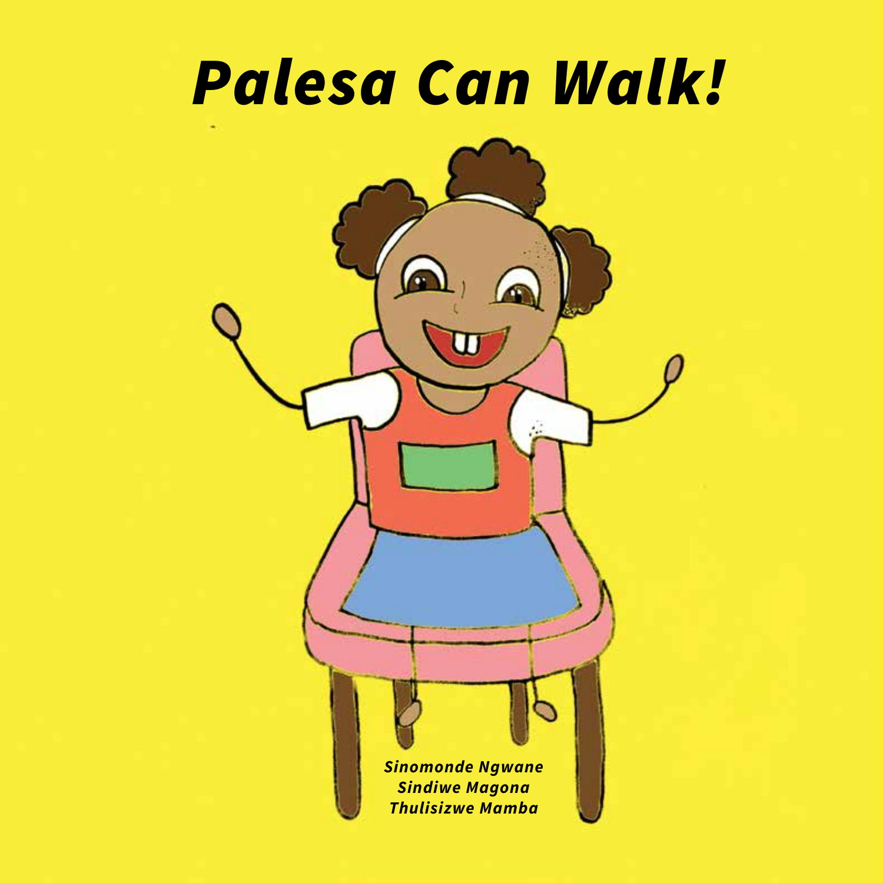# *Palesa Can Walk!*

***Sinomonde Ngwane***
***Sindiwe Magona***
***Thulisizwe Mamba***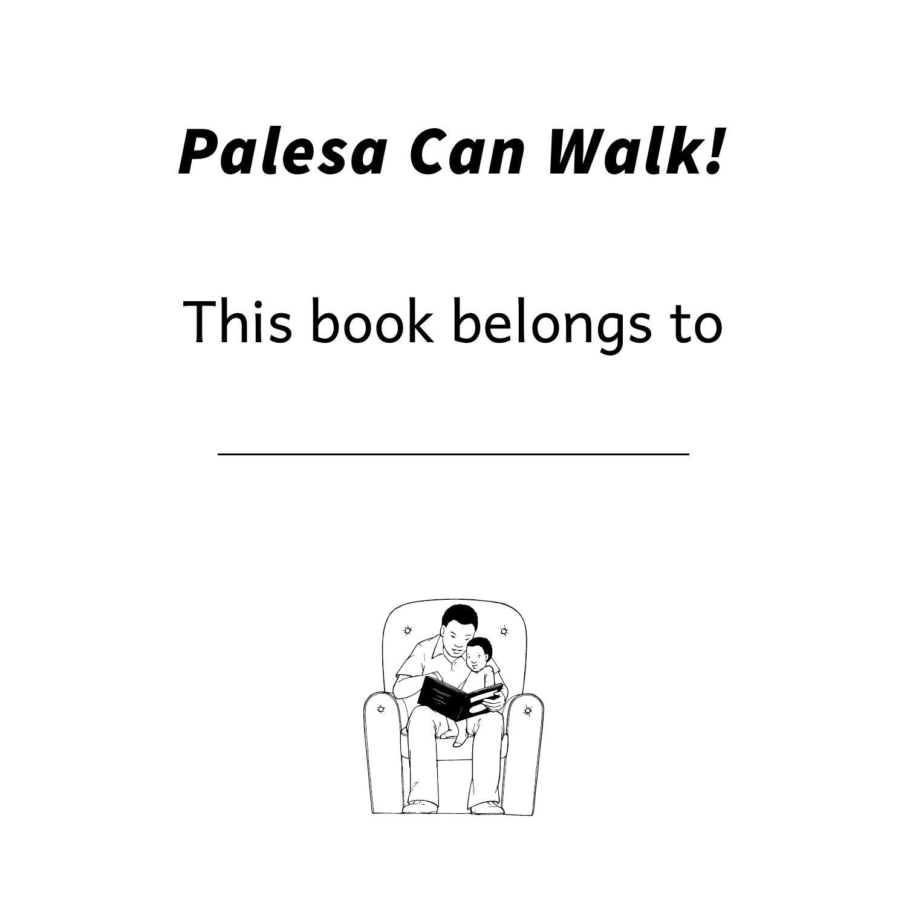***Palesa Can Walk!***

This book belongs to

\_\_\_\_\_\_\_\_\_\_\_\_\_\_\_\_\_\_\_\_\_\_\_\_\_\_\_\_\_\_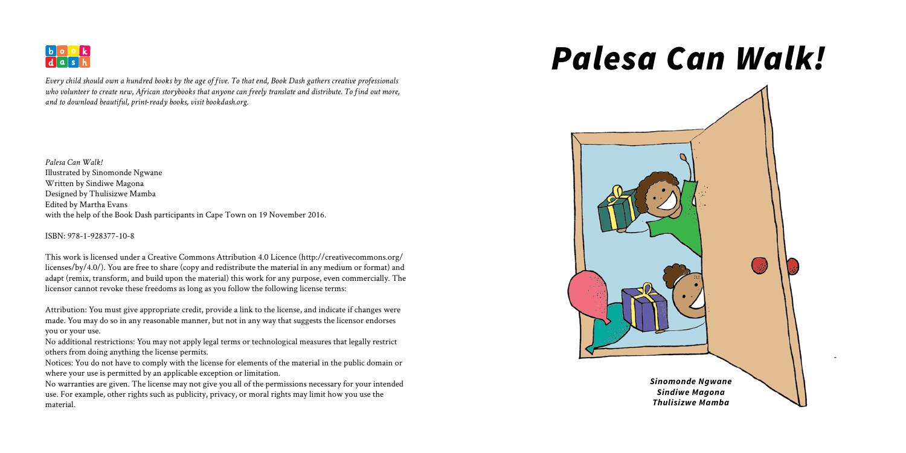*Every child should own a hundred books by the age of five. To that end, Book Dash gathers creative professionals who volunteer to create new, African storybooks that anyone can freely translate and distribute. To find out more, and to download beautiful, print-ready books, visit bookdash.org.*

*Palesa Can Walk!*
Illustrated by Sinomonde Ngwane
Written by Sindiwe Magona
Designed by Thulisizwe Mamba
Edited by Martha Evans
with the help of the Book Dash participants in Cape Town on 19 November 2016.

ISBN: 978-1-928377-10-8

This work is licensed under a Creative Commons Attribution 4.0 Licence (http://creativecommons.org/licenses/by/4.0/). You are free to share (copy and redistribute the material in any medium or format) and adapt (remix, transform, and build upon the material) this work for any purpose, even commercially. The licensor cannot revoke these freedoms as long as you follow the following license terms:

Attribution: You must give appropriate credit, provide a link to the license, and indicate if changes were made. You may do so in any reasonable manner, but not in any way that suggests the licensor endorses you or your use.

No additional restrictions: You may not apply legal terms or technological measures that legally restrict others from doing anything the license permits.

Notices: You do not have to comply with the license for elements of the material in the public domain or where your use is permitted by an applicable exception or limitation.

No warranties are given. The license may not give you all of the permissions necessary for your intended use. For example, other rights such as publicity, privacy, or moral rights may limit how you use the material.

# *Palesa Can Walk!*

***Sinomonde Ngwane***
***Sindiwe Magona***
***Thulisizwe Mamba***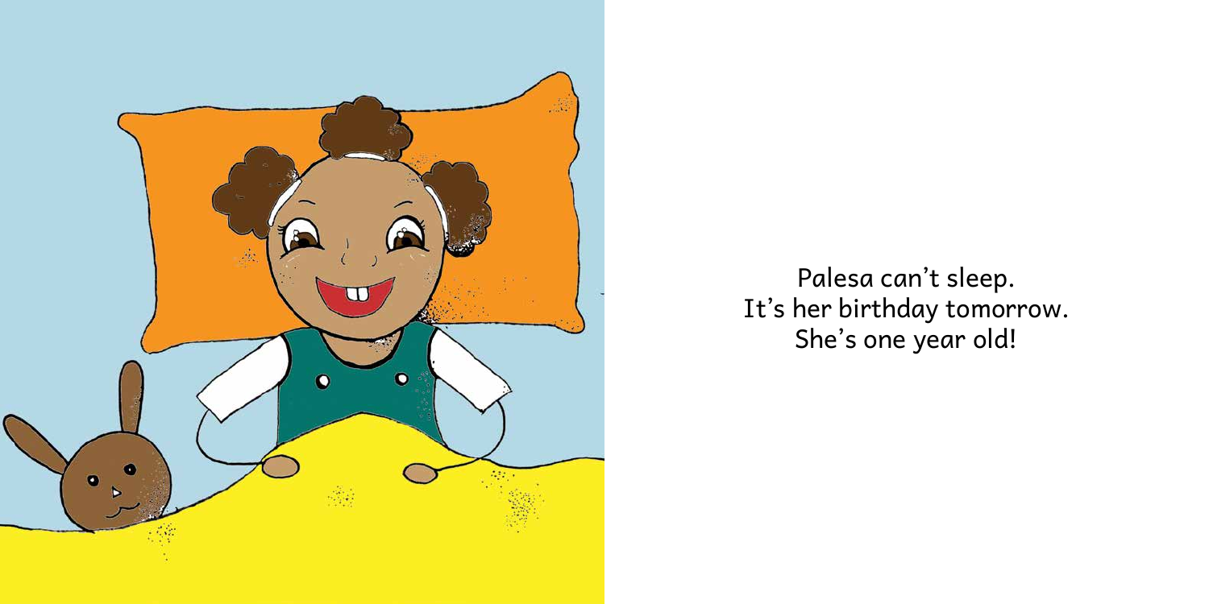Palesa can't sleep.
It's her birthday tomorrow.
She's one year old!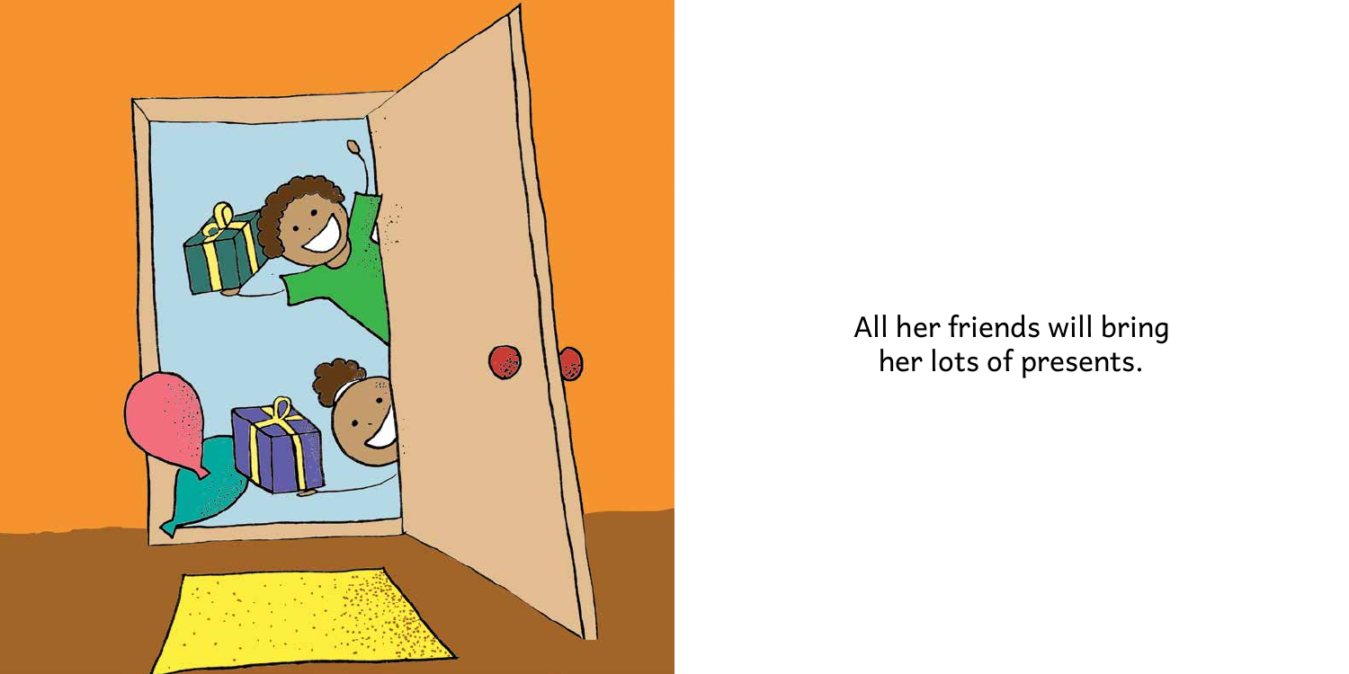All her friends will bring her lots of presents.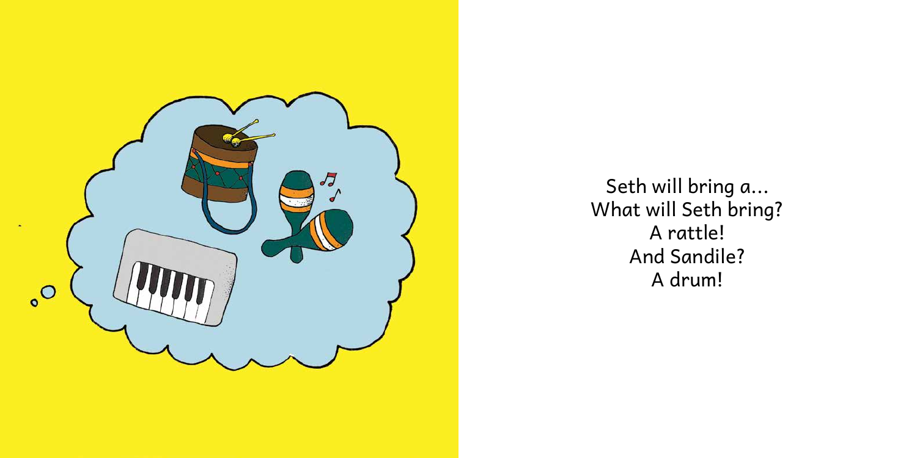Seth will bring a…
What will Seth bring?
A rattle!
And Sandile?
A drum!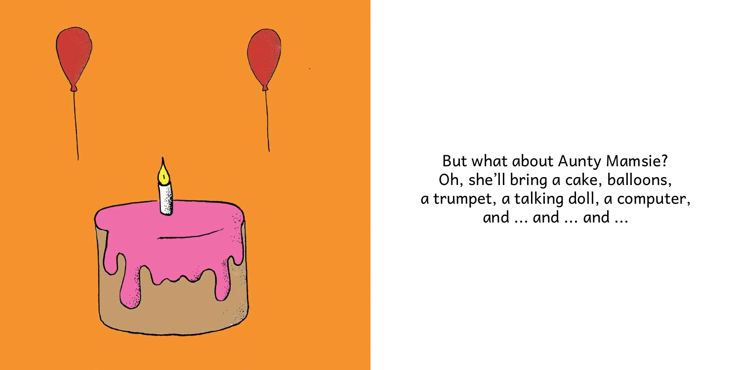But what about Aunty Mamsie?
Oh, she'll bring a cake, balloons,
a trumpet, a talking doll, a computer,
and ... and ... and ...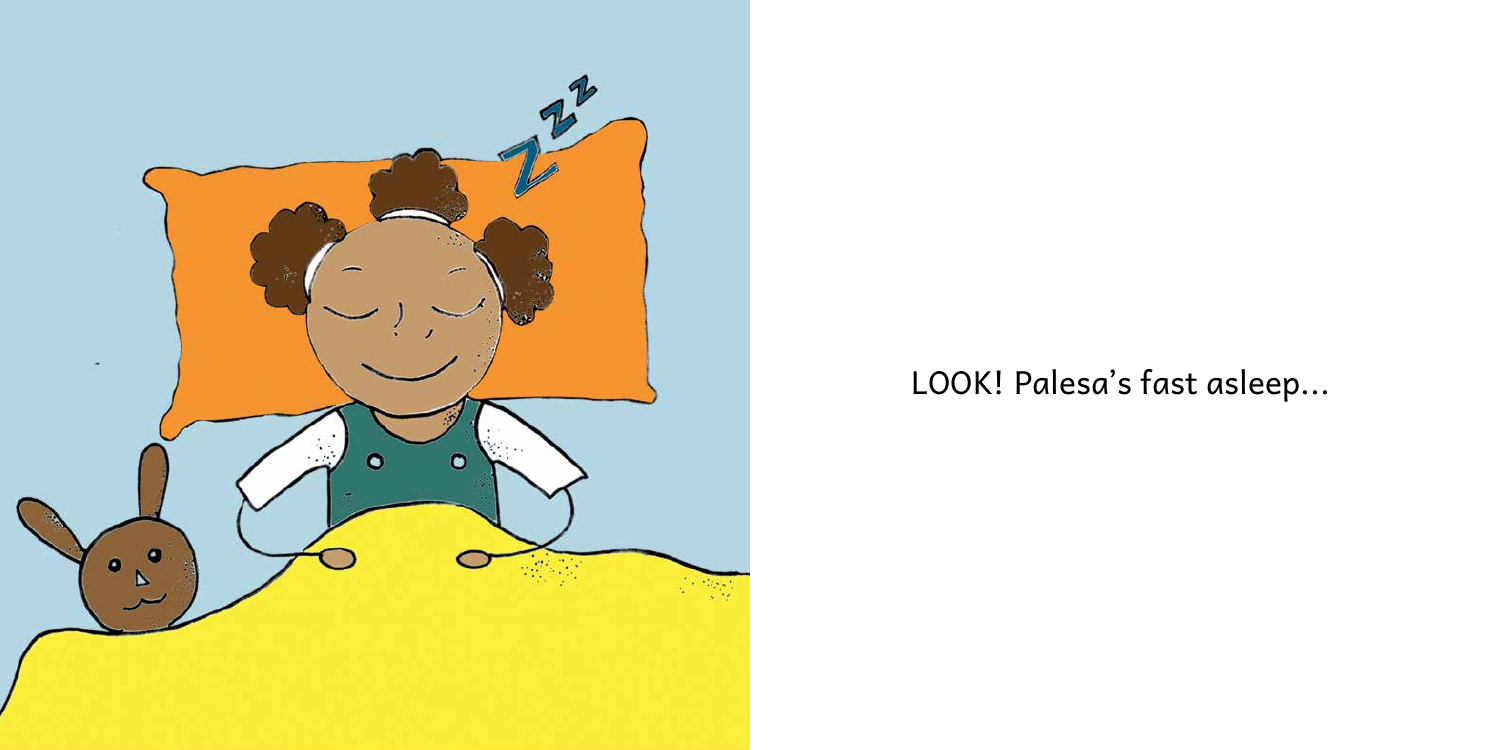LOOK! Palesa's fast asleep...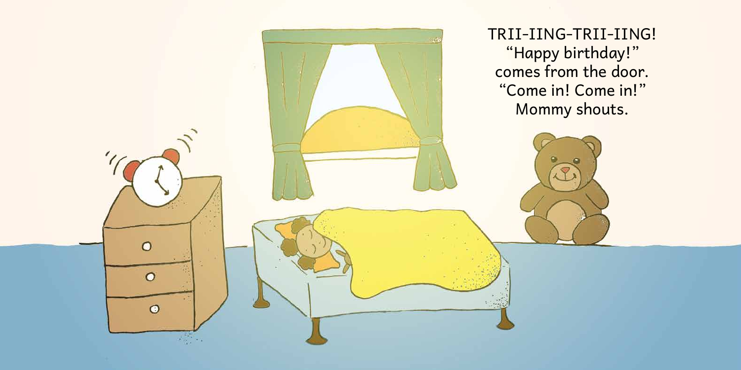TRII-IING-TRII-IING!
"Happy birthday!"
comes from the door.
"Come in! Come in!"
Mommy shouts.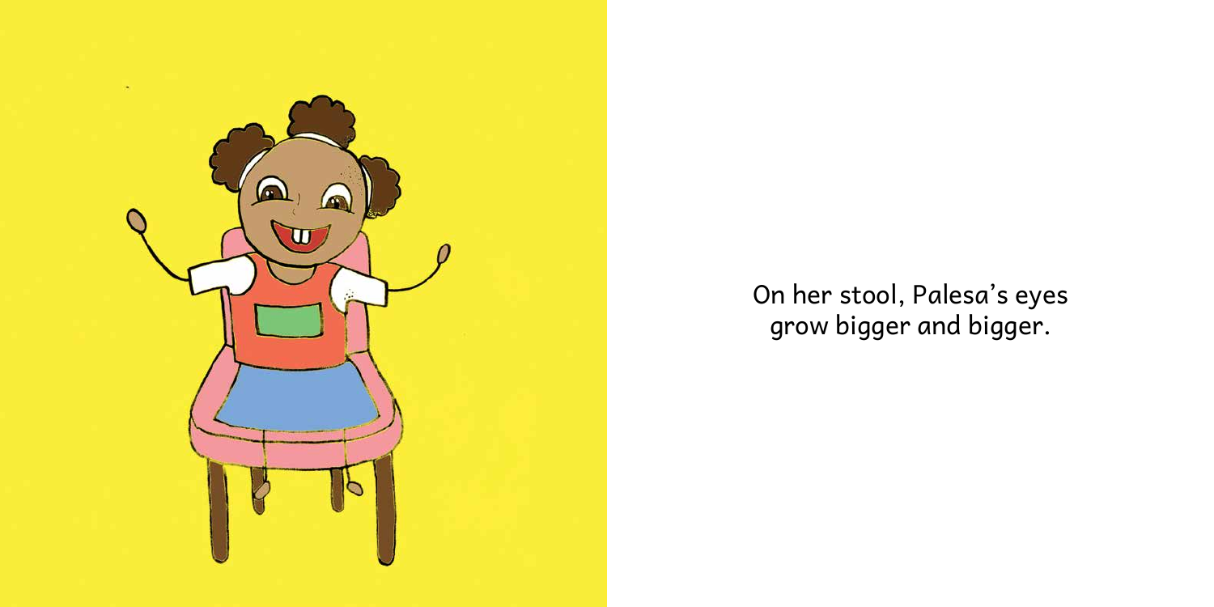On her stool, Palesa's eyes grow bigger and bigger.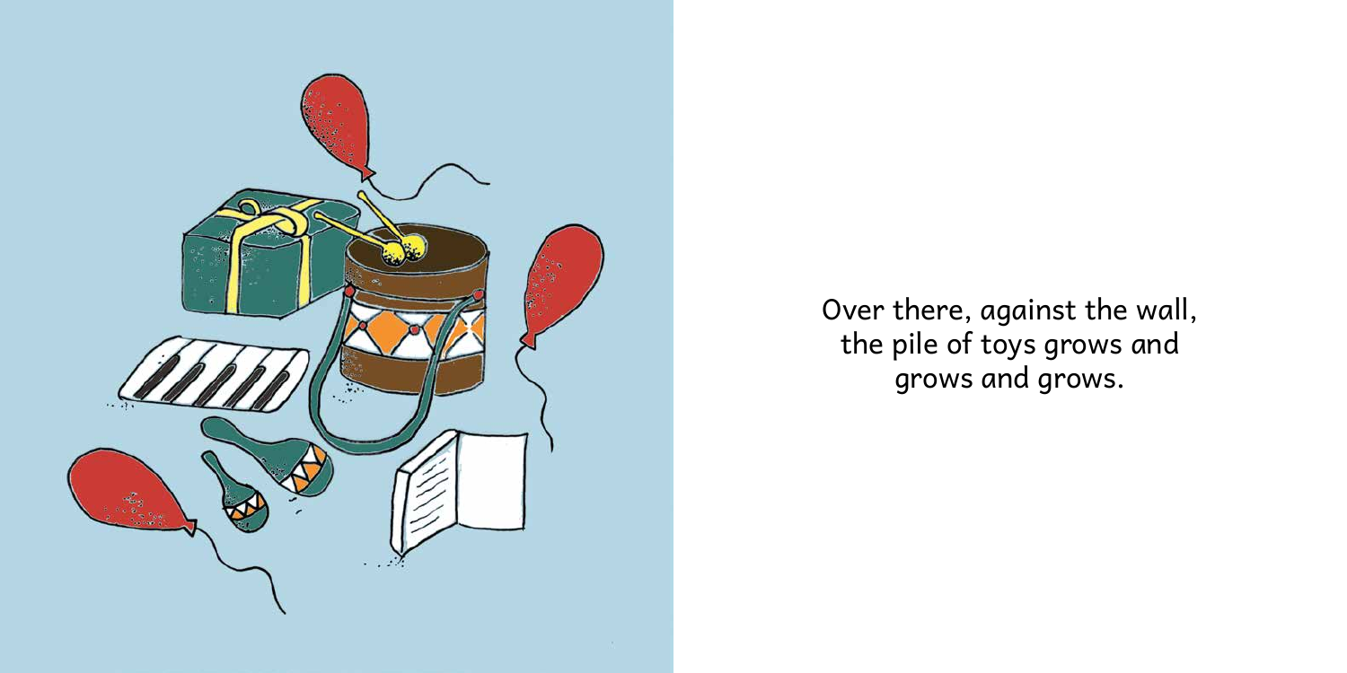Over there, against the wall, the pile of toys grows and grows and grows.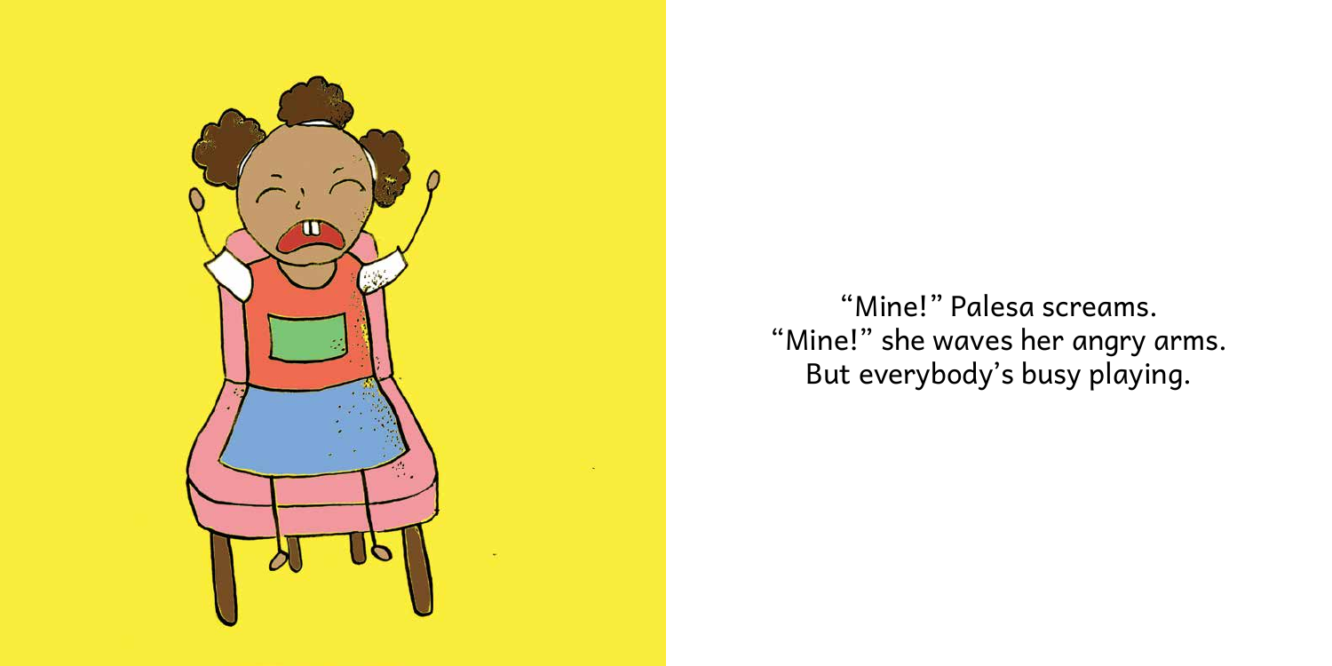"Mine!" Palesa screams.
"Mine!" she waves her angry arms.
But everybody's busy playing.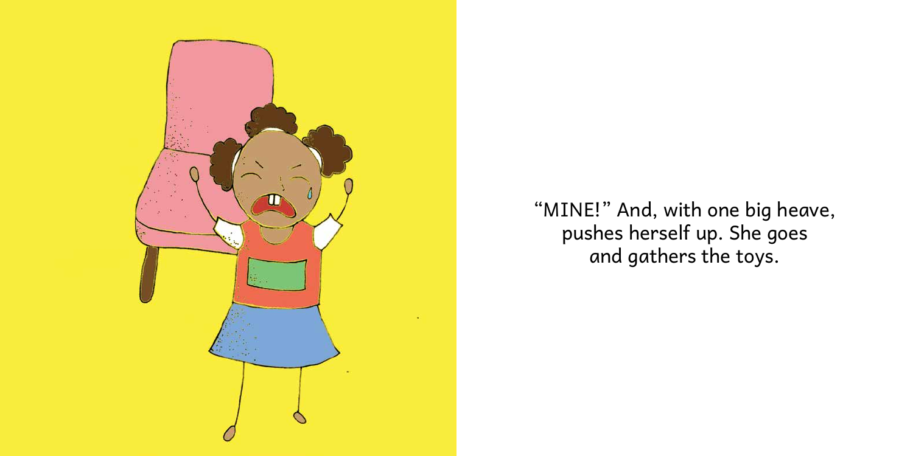"MINE!" And, with one big heave, pushes herself up. She goes and gathers the toys.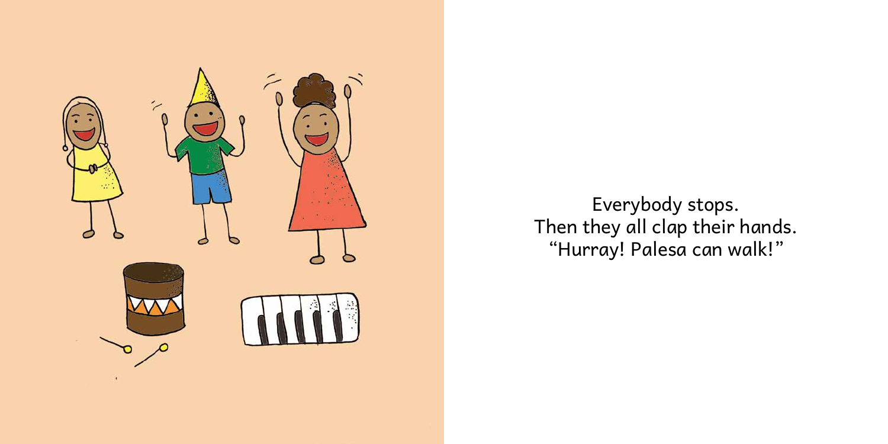Everybody stops.
Then they all clap their hands.
“Hurray! Palesa can walk!”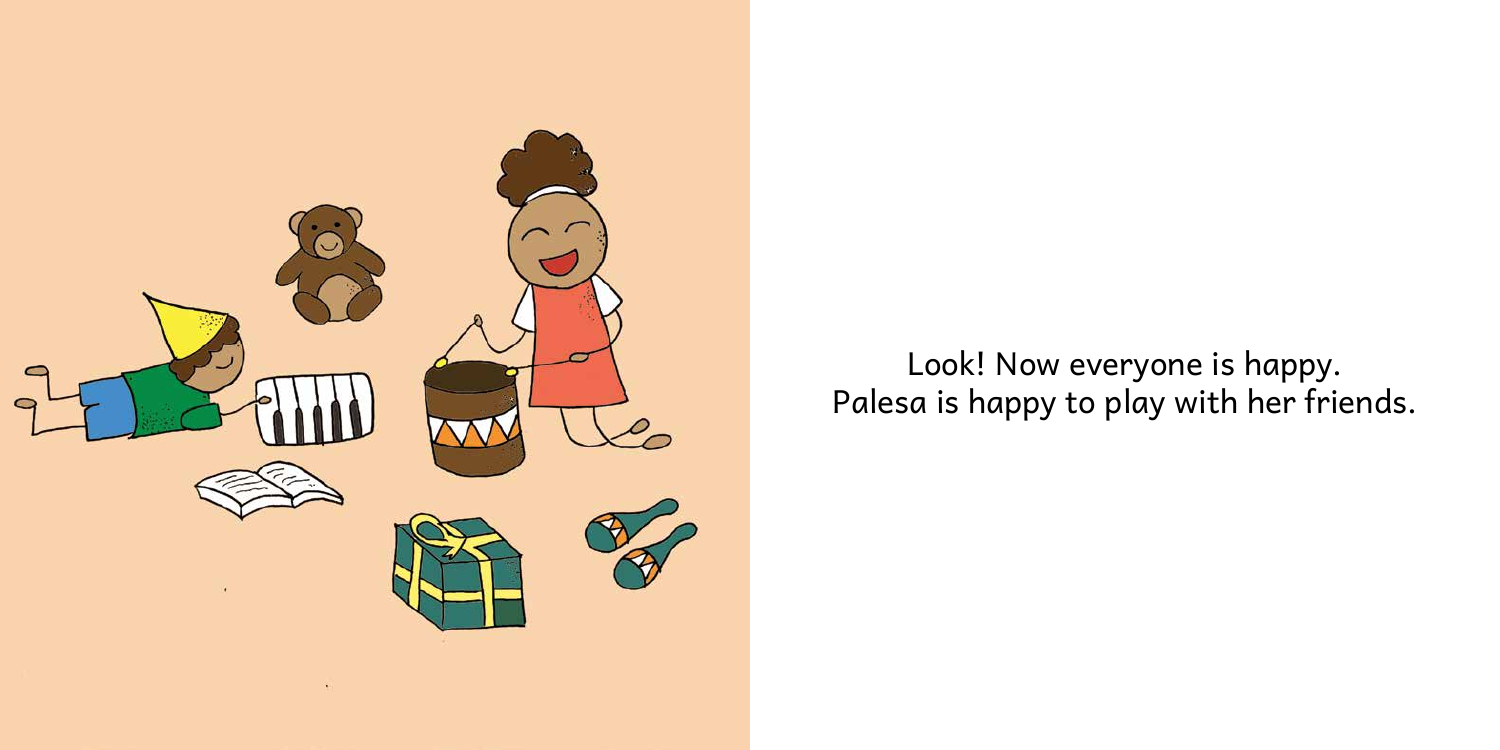Look! Now everyone is happy.
Palesa is happy to play with her friends.